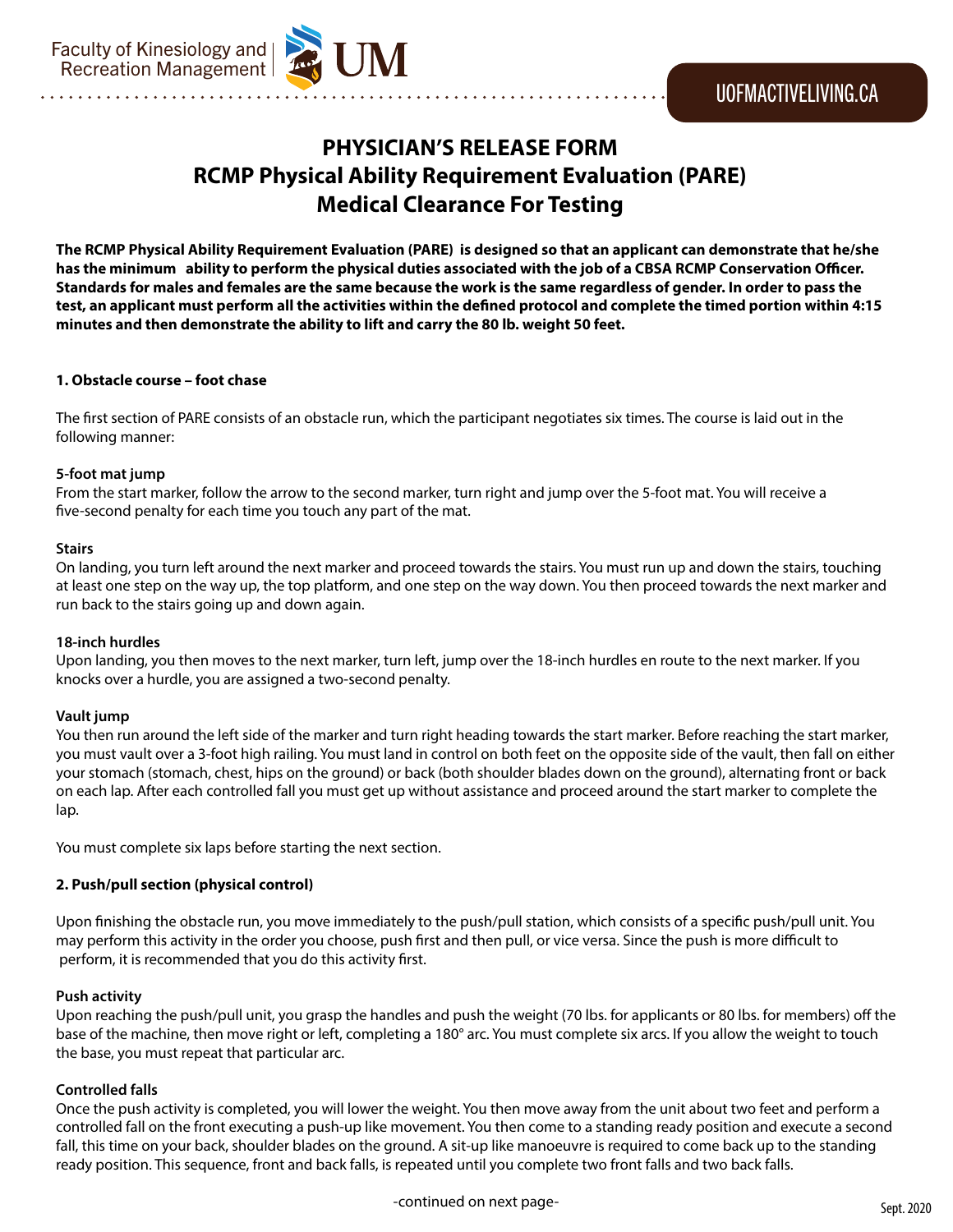Faculty of Kinesiology and Recreation Management | UM

UOFMACTIVELIVING.CA

# PHYSICIAN'S RELEASE FORM
# RCMP Physical Ability Requirement Evaluation (PARE)
# Medical Clearance For Testing

**The RCMP Physical Ability Requirement Evaluation (PARE) is designed so that an applicant can demonstrate that he/she has the minimum ability to perform the physical duties associated with the job of a CBSA RCMP Conservation Officer. Standards for males and females are the same because the work is the same regardless of gender. In order to pass the test, an applicant must perform all the activities within the defined protocol and complete the timed portion within 4:15 minutes and then demonstrate the ability to lift and carry the 80 lb. weight 50 feet.**

### 1. Obstacle course – foot chase

The first section of PARE consists of an obstacle run, which the participant negotiates six times. The course is laid out in the following manner:

**5-foot mat jump**
From the start marker, follow the arrow to the second marker, turn right and jump over the 5-foot mat. You will receive a five-second penalty for each time you touch any part of the mat.

**Stairs**
On landing, you turn left around the next marker and proceed towards the stairs. You must run up and down the stairs, touching at least one step on the way up, the top platform, and one step on the way down. You then proceed towards the next marker and run back to the stairs going up and down again.

**18-inch hurdles**
Upon landing, you then moves to the next marker, turn left, jump over the 18-inch hurdles en route to the next marker. If you knocks over a hurdle, you are assigned a two-second penalty.

**Vault jump**
You then run around the left side of the marker and turn right heading towards the start marker. Before reaching the start marker, you must vault over a 3-foot high railing. You must land in control on both feet on the opposite side of the vault, then fall on either your stomach (stomach, chest, hips on the ground) or back (both shoulder blades down on the ground), alternating front or back on each lap. After each controlled fall you must get up without assistance and proceed around the start marker to complete the lap.

You must complete six laps before starting the next section.

### 2. Push/pull section (physical control)

Upon finishing the obstacle run, you move immediately to the push/pull station, which consists of a specific push/pull unit. You may perform this activity in the order you choose, push first and then pull, or vice versa. Since the push is more difficult to perform, it is recommended that you do this activity first.

**Push activity**
Upon reaching the push/pull unit, you grasp the handles and push the weight (70 lbs. for applicants or 80 lbs. for members) off the base of the machine, then move right or left, completing a 180° arc. You must complete six arcs. If you allow the weight to touch the base, you must repeat that particular arc.

**Controlled falls**
Once the push activity is completed, you will lower the weight. You then move away from the unit about two feet and perform a controlled fall on the front executing a push-up like movement. You then come to a standing ready position and execute a second fall, this time on your back, shoulder blades on the ground. A sit-up like manoeuvre is required to come back up to the standing ready position. This sequence, front and back falls, is repeated until you complete two front falls and two back falls.

-continued on next page-

Sept. 2020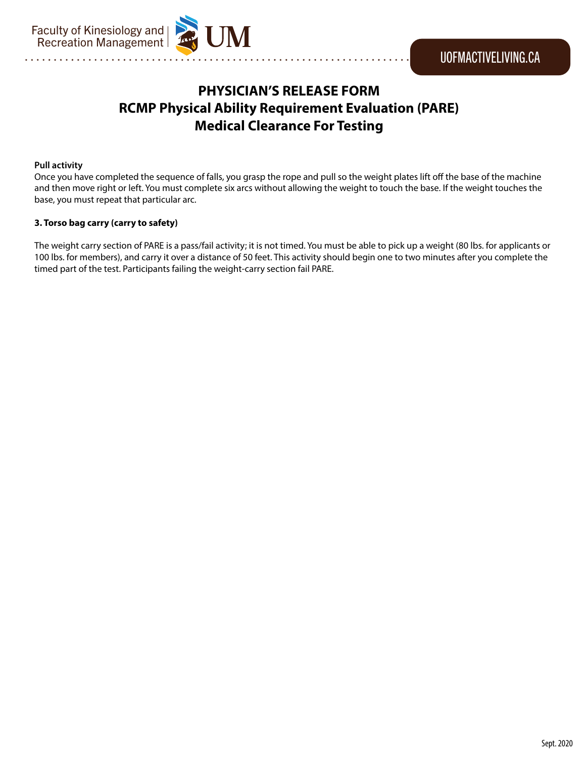# PHYSICIAN'S RELEASE FORM
# RCMP Physical Ability Requirement Evaluation (PARE)
# Medical Clearance For Testing

**Pull activity**

Once you have completed the sequence of falls, you grasp the rope and pull so the weight plates lift off the base of the machine and then move right or left. You must complete six arcs without allowing the weight to touch the base. If the weight touches the base, you must repeat that particular arc.

**3. Torso bag carry (carry to safety)**

The weight carry section of PARE is a pass/fail activity; it is not timed. You must be able to pick up a weight (80 lbs. for applicants or 100 lbs. for members), and carry it over a distance of 50 feet. This activity should begin one to two minutes after you complete the timed part of the test. Participants failing the weight-carry section fail PARE.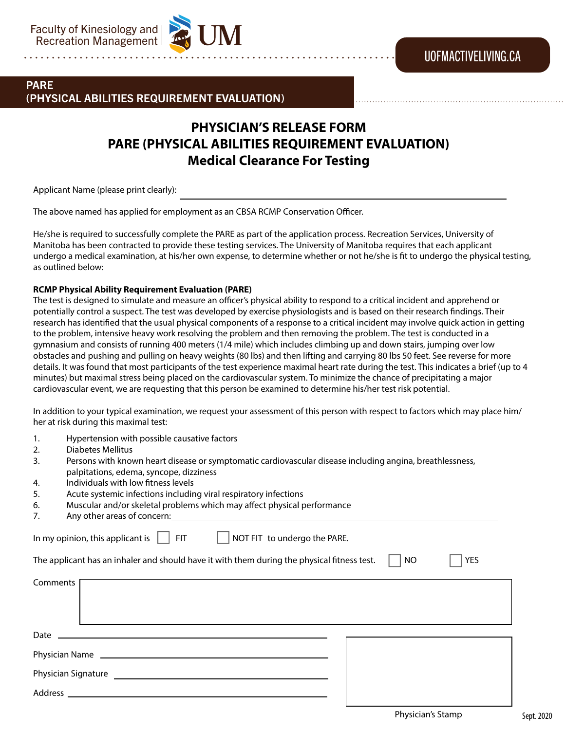Faculty of Kinesiology and Recreation Management | UM

UOFMACTIVELIVING.CA

**PARE**
**(PHYSICAL ABILITIES REQUIREMENT EVALUATION)**

# PHYSICIAN'S RELEASE FORM
# PARE (PHYSICAL ABILITIES REQUIREMENT EVALUATION)
## Medical Clearance For Testing

Applicant Name (please print clearly): ______________________________

The above named has applied for employment as an CBSA RCMP Conservation Officer.

He/she is required to successfully complete the PARE as part of the application process. Recreation Services, University of Manitoba has been contracted to provide these testing services. The University of Manitoba requires that each applicant undergo a medical examination, at his/her own expense, to determine whether or not he/she is fit to undergo the physical testing, as outlined below:

**RCMP Physical Ability Requirement Evaluation (PARE)**
The test is designed to simulate and measure an officer's physical ability to respond to a critical incident and apprehend or potentially control a suspect. The test was developed by exercise physiologists and is based on their research findings. Their research has identified that the usual physical components of a response to a critical incident may involve quick action in getting to the problem, intensive heavy work resolving the problem and then removing the problem. The test is conducted in a gymnasium and consists of running 400 meters (1/4 mile) which includes climbing up and down stairs, jumping over low obstacles and pushing and pulling on heavy weights (80 lbs) and then lifting and carrying 80 lbs 50 feet. See reverse for more details. It was found that most participants of the test experience maximal heart rate during the test. This indicates a brief (up to 4 minutes) but maximal stress being placed on the cardiovascular system. To minimize the chance of precipitating a major cardiovascular event, we are requesting that this person be examined to determine his/her test risk potential.

In addition to your typical examination, we request your assessment of this person with respect to factors which may place him/her at risk during this maximal test:

1. Hypertension with possible causative factors
2. Diabetes Mellitus
3. Persons with known heart disease or symptomatic cardiovascular disease including angina, breathlessness, palpitations, edema, syncope, dizziness
4. Individuals with low fitness levels
5. Acute systemic infections including viral respiratory infections
6. Muscular and/or skeletal problems which may affect physical performance
7. Any other areas of concern: ______________________________

In my opinion, this applicant is ☐ FIT ☐ NOT FIT to undergo the PARE.

The applicant has an inhaler and should have it with them during the physical fitness test. ☐ NO ☐ YES

Comments

Date ______________________________

Physician Name ______________________________

Physician Signature ______________________________

Address ______________________________

Physician's Stamp

Sept. 2020